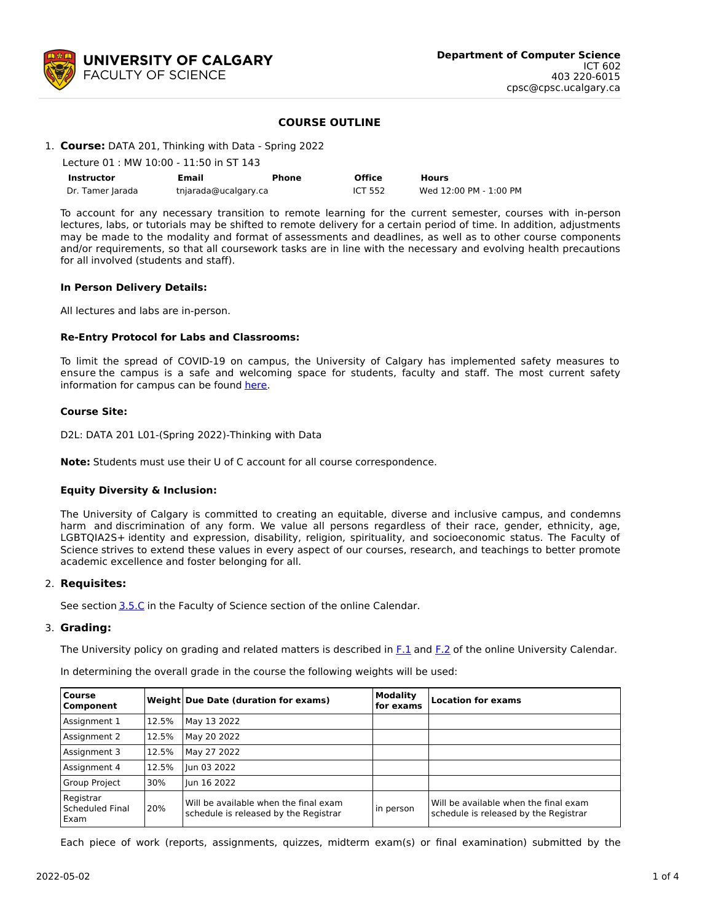**UNIVERSITY OF CALGARY**
FACULTY OF SCIENCE

**Department of Computer Science**
ICT 602
403 220-6015
cpsc@cpsc.ucalgary.ca

# COURSE OUTLINE

1. **Course:** DATA 201, Thinking with Data - Spring 2022

   Lecture 01 : MW 10:00 - 11:50 in ST 143

| Instructor | Email | Phone | Office | Hours |
|---|---|---|---|---|
| Dr. Tamer Jarada | tnjarada@ucalgary.ca | | ICT 552 | Wed 12:00 PM - 1:00 PM |

To account for any necessary transition to remote learning for the current semester, courses with in-person lectures, labs, or tutorials may be shifted to remote delivery for a certain period of time. In addition, adjustments may be made to the modality and format of assessments and deadlines, as well as to other course components and/or requirements, so that all coursework tasks are in line with the necessary and evolving health precautions for all involved (students and staff).

**In Person Delivery Details:**

All lectures and labs are in-person.

**Re-Entry Protocol for Labs and Classrooms:**

To limit the spread of COVID-19 on campus, the University of Calgary has implemented safety measures to ensure the campus is a safe and welcoming space for students, faculty and staff. The most current safety information for campus can be found here.

**Course Site:**

D2L: DATA 201 L01-(Spring 2022)-Thinking with Data

**Note:** Students must use their U of C account for all course correspondence.

**Equity Diversity & Inclusion:**

The University of Calgary is committed to creating an equitable, diverse and inclusive campus, and condemns harm and discrimination of any form. We value all persons regardless of their race, gender, ethnicity, age, LGBTQIA2S+ identity and expression, disability, religion, spirituality, and socioeconomic status. The Faculty of Science strives to extend these values in every aspect of our courses, research, and teachings to better promote academic excellence and foster belonging for all.

2. **Requisites:**

   See section 3.5.C in the Faculty of Science section of the online Calendar.

3. **Grading:**

   The University policy on grading and related matters is described in F.1 and F.2 of the online University Calendar.

   In determining the overall grade in the course the following weights will be used:

| Course Component | Weight | Due Date (duration for exams) | Modality for exams | Location for exams |
|---|---|---|---|---|
| Assignment 1 | 12.5% | May 13 2022 | | |
| Assignment 2 | 12.5% | May 20 2022 | | |
| Assignment 3 | 12.5% | May 27 2022 | | |
| Assignment 4 | 12.5% | Jun 03 2022 | | |
| Group Project | 30% | Jun 16 2022 | | |
| Registrar Scheduled Final Exam | 20% | Will be available when the final exam schedule is released by the Registrar | in person | Will be available when the final exam schedule is released by the Registrar |

Each piece of work (reports, assignments, quizzes, midterm exam(s) or final examination) submitted by the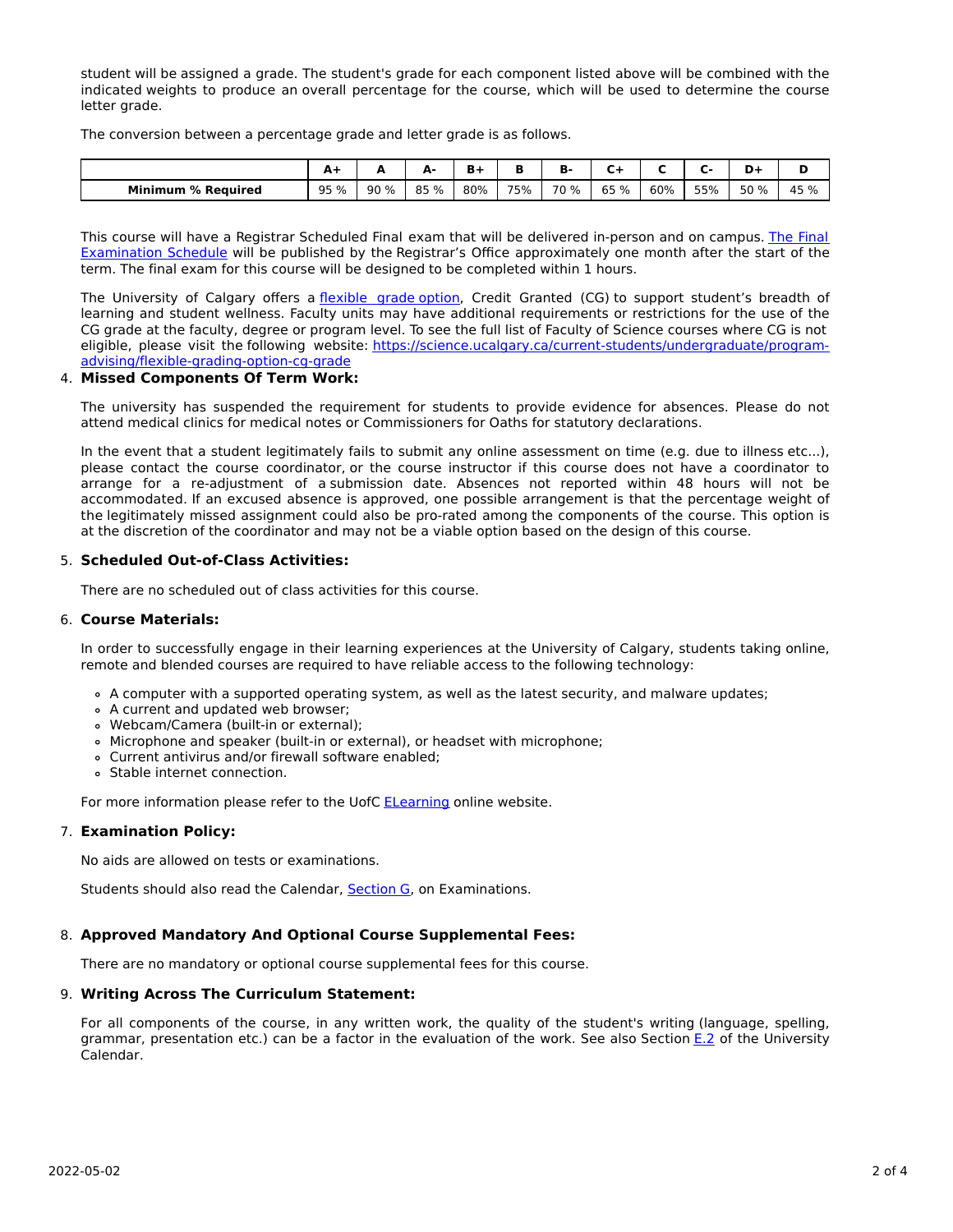student will be assigned a grade. The student's grade for each component listed above will be combined with the indicated weights to produce an overall percentage for the course, which will be used to determine the course letter grade.

The conversion between a percentage grade and letter grade is as follows.

| | A+ | A | A- | B+ | B | B- | C+ | C | C- | D+ | D |
|---|---|---|---|---|---|---|---|---|---|---|---|
| **Minimum % Required** | 95 % | 90 % | 85 % | 80% | 75% | 70 % | 65 % | 60% | 55% | 50 % | 45 % |

This course will have a Registrar Scheduled Final exam that will be delivered in-person and on campus. The Final Examination Schedule will be published by the Registrar's Office approximately one month after the start of the term. The final exam for this course will be designed to be completed within 1 hours.

The University of Calgary offers a flexible grade option, Credit Granted (CG) to support student's breadth of learning and student wellness. Faculty units may have additional requirements or restrictions for the use of the CG grade at the faculty, degree or program level. To see the full list of Faculty of Science courses where CG is not eligible, please visit the following website: https://science.ucalgary.ca/current-students/undergraduate/program-advising/flexible-grading-option-cg-grade

4. **Missed Components Of Term Work:**

The university has suspended the requirement for students to provide evidence for absences. Please do not attend medical clinics for medical notes or Commissioners for Oaths for statutory declarations.

In the event that a student legitimately fails to submit any online assessment on time (e.g. due to illness etc...), please contact the course coordinator, or the course instructor if this course does not have a coordinator to arrange for a re-adjustment of a submission date. Absences not reported within 48 hours will not be accommodated. If an excused absence is approved, one possible arrangement is that the percentage weight of the legitimately missed assignment could also be pro-rated among the components of the course. This option is at the discretion of the coordinator and may not be a viable option based on the design of this course.

5. **Scheduled Out-of-Class Activities:**

There are no scheduled out of class activities for this course.

6. **Course Materials:**

In order to successfully engage in their learning experiences at the University of Calgary, students taking online, remote and blended courses are required to have reliable access to the following technology:

- A computer with a supported operating system, as well as the latest security, and malware updates;
- A current and updated web browser;
- Webcam/Camera (built-in or external);
- Microphone and speaker (built-in or external), or headset with microphone;
- Current antivirus and/or firewall software enabled;
- Stable internet connection.

For more information please refer to the UofC ELearning online website.

7. **Examination Policy:**

No aids are allowed on tests or examinations.

Students should also read the Calendar, Section G, on Examinations.

8. **Approved Mandatory And Optional Course Supplemental Fees:**

There are no mandatory or optional course supplemental fees for this course.

9. **Writing Across The Curriculum Statement:**

For all components of the course, in any written work, the quality of the student's writing (language, spelling, grammar, presentation etc.) can be a factor in the evaluation of the work. See also Section E.2 of the University Calendar.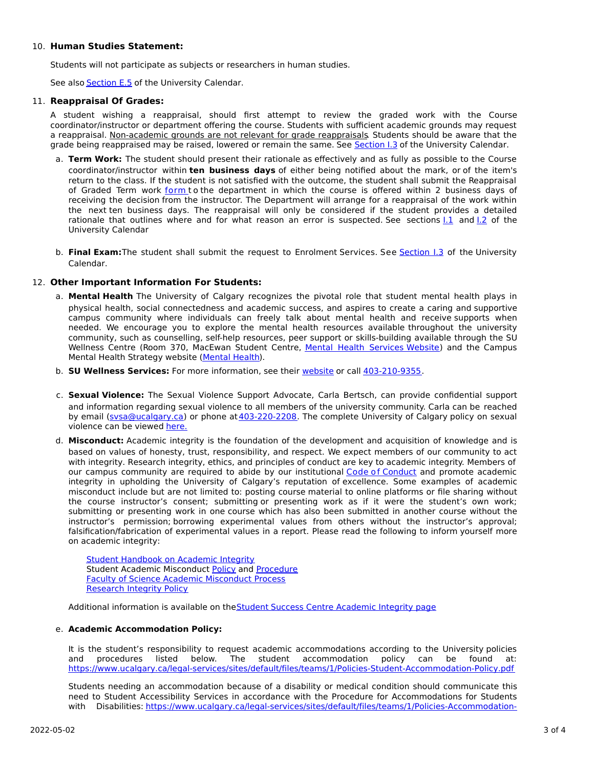10. **Human Studies Statement:**

    Students will not participate as subjects or researchers in human studies.

    See also Section E.5 of the University Calendar.

11. **Reappraisal Of Grades:**

    A student wishing a reappraisal, should first attempt to review the graded work with the Course coordinator/instructor or department offering the course. Students with sufficient academic grounds may request a reappraisal. Non-academic grounds are not relevant for grade reappraisals. Students should be aware that the grade being reappraised may be raised, lowered or remain the same. See Section I.3 of the University Calendar.

    a. **Term Work:** The student should present their rationale as effectively and as fully as possible to the Course coordinator/instructor within **ten business days** of either being notified about the mark, or of the item's return to the class. If the student is not satisfied with the outcome, the student shall submit the Reappraisal of Graded Term work form to the department in which the course is offered within 2 business days of receiving the decision from the instructor. The Department will arrange for a reappraisal of the work within the next ten business days. The reappraisal will only be considered if the student provides a detailed rationale that outlines where and for what reason an error is suspected. See sections I.1 and I.2 of the University Calendar

    b. **Final Exam:** The student shall submit the request to Enrolment Services. See Section I.3 of the University Calendar.

12. **Other Important Information For Students:**

    a. **Mental Health** The University of Calgary recognizes the pivotal role that student mental health plays in physical health, social connectedness and academic success, and aspires to create a caring and supportive campus community where individuals can freely talk about mental health and receive supports when needed. We encourage you to explore the mental health resources available throughout the university community, such as counselling, self-help resources, peer support or skills-building available through the SU Wellness Centre (Room 370, MacEwan Student Centre, Mental Health Services Website) and the Campus Mental Health Strategy website (Mental Health).

    b. **SU Wellness Services:** For more information, see their website or call 403-210-9355.

    c. **Sexual Violence:** The Sexual Violence Support Advocate, Carla Bertsch, can provide confidential support and information regarding sexual violence to all members of the university community. Carla can be reached by email (svsa@ucalgary.ca) or phone at 403-220-2208. The complete University of Calgary policy on sexual violence can be viewed here.

    d. **Misconduct:** Academic integrity is the foundation of the development and acquisition of knowledge and is based on values of honesty, trust, responsibility, and respect. We expect members of our community to act with integrity. Research integrity, ethics, and principles of conduct are key to academic integrity. Members of our campus community are required to abide by our institutional Code of Conduct and promote academic integrity in upholding the University of Calgary's reputation of excellence. Some examples of academic misconduct include but are not limited to: posting course material to online platforms or file sharing without the course instructor's consent; submitting or presenting work as if it were the student's own work; submitting or presenting work in one course which has also been submitted in another course without the instructor's permission; borrowing experimental values from others without the instructor's approval; falsification/fabrication of experimental values in a report. Please read the following to inform yourself more on academic integrity:

       Student Handbook on Academic Integrity
       Student Academic Misconduct Policy and Procedure
       Faculty of Science Academic Misconduct Process
       Research Integrity Policy

       Additional information is available on the Student Success Centre Academic Integrity page

    e. **Academic Accommodation Policy:**

       It is the student's responsibility to request academic accommodations according to the University policies and procedures listed below. The student accommodation policy can be found at: https://www.ucalgary.ca/legal-services/sites/default/files/teams/1/Policies-Student-Accommodation-Policy.pdf

       Students needing an accommodation because of a disability or medical condition should communicate this need to Student Accessibility Services in accordance with the Procedure for Accommodations for Students with Disabilities: https://www.ucalgary.ca/legal-services/sites/default/files/teams/1/Policies-Accommodation-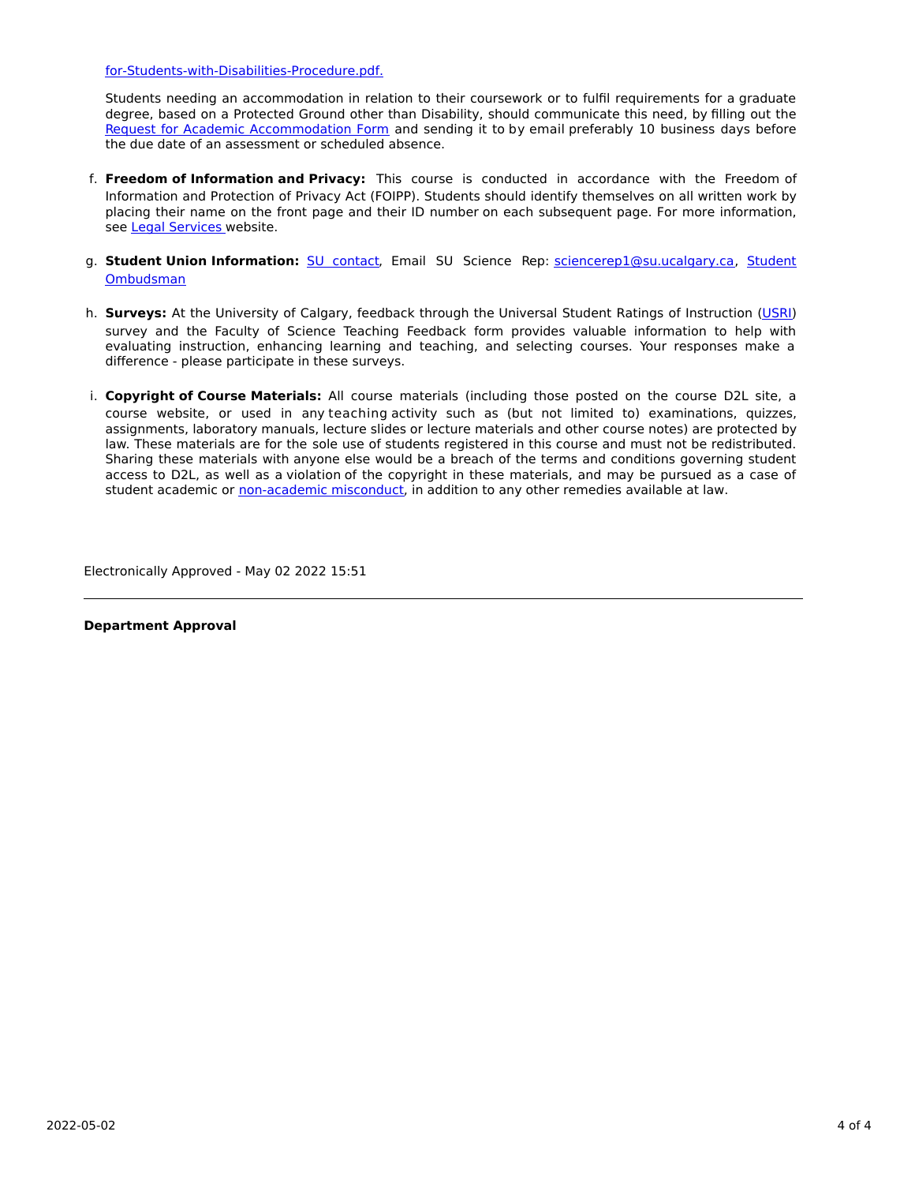[for-Students-with-Disabilities-Procedure.pdf.]

Students needing an accommodation in relation to their coursework or to fulfil requirements for a graduate degree, based on a Protected Ground other than Disability, should communicate this need, by filling out the [Request for Academic Accommodation Form] and sending it to by email preferably 10 business days before the due date of an assessment or scheduled absence.

f. **Freedom of Information and Privacy:** This course is conducted in accordance with the Freedom of Information and Protection of Privacy Act (FOIPP). Students should identify themselves on all written work by placing their name on the front page and their ID number on each subsequent page. For more information, see [Legal Services] website.

g. **Student Union Information:** [SU contact], Email SU Science Rep: sciencerep1@su.ucalgary.ca, [Student Ombudsman]

h. **Surveys:** At the University of Calgary, feedback through the Universal Student Ratings of Instruction ([USRI]) survey and the Faculty of Science Teaching Feedback form provides valuable information to help with evaluating instruction, enhancing learning and teaching, and selecting courses. Your responses make a difference - please participate in these surveys.

i. **Copyright of Course Materials:** All course materials (including those posted on the course D2L site, a course website, or used in any teaching activity such as (but not limited to) examinations, quizzes, assignments, laboratory manuals, lecture slides or lecture materials and other course notes) are protected by law. These materials are for the sole use of students registered in this course and must not be redistributed. Sharing these materials with anyone else would be a breach of the terms and conditions governing student access to D2L, as well as a violation of the copyright in these materials, and may be pursued as a case of student academic or [non-academic misconduct], in addition to any other remedies available at law.

Electronically Approved - May 02 2022 15:51

---

**Department Approval**